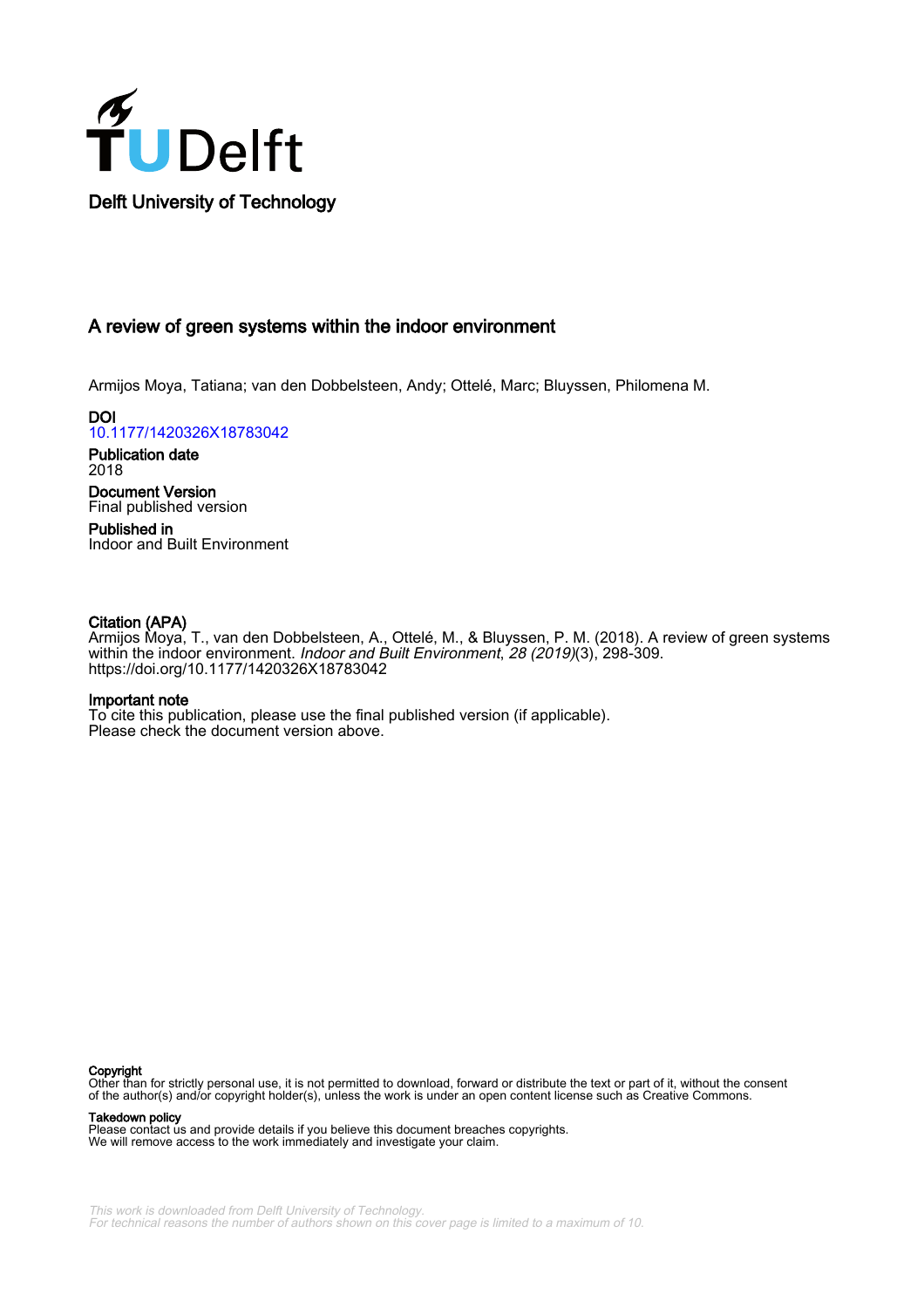Delft University of Technology

# A review of green systems within the indoor environment

Armijos Moya, Tatiana; van den Dobbelsteen, Andy; Ottelé, Marc; Bluyssen, Philomena M.

**DOI**
10.1177/1420326X18783042

**Publication date**
2018

**Document Version**
Final published version

**Published in**
Indoor and Built Environment

**Citation (APA)**
Armijos Moya, T., van den Dobbelsteen, A., Ottelé, M., & Bluyssen, P. M. (2018). A review of green systems within the indoor environment. *Indoor and Built Environment*, *28 (2019)*(3), 298-309. https://doi.org/10.1177/1420326X18783042

**Important note**
To cite this publication, please use the final published version (if applicable). Please check the document version above.

**Copyright**
Other than for strictly personal use, it is not permitted to download, forward or distribute the text or part of it, without the consent of the author(s) and/or copyright holder(s), unless the work is under an open content license such as Creative Commons.

**Takedown policy**
Please contact us and provide details if you believe this document breaches copyrights. We will remove access to the work immediately and investigate your claim.

*This work is downloaded from Delft University of Technology. For technical reasons the number of authors shown on this cover page is limited to a maximum of 10.*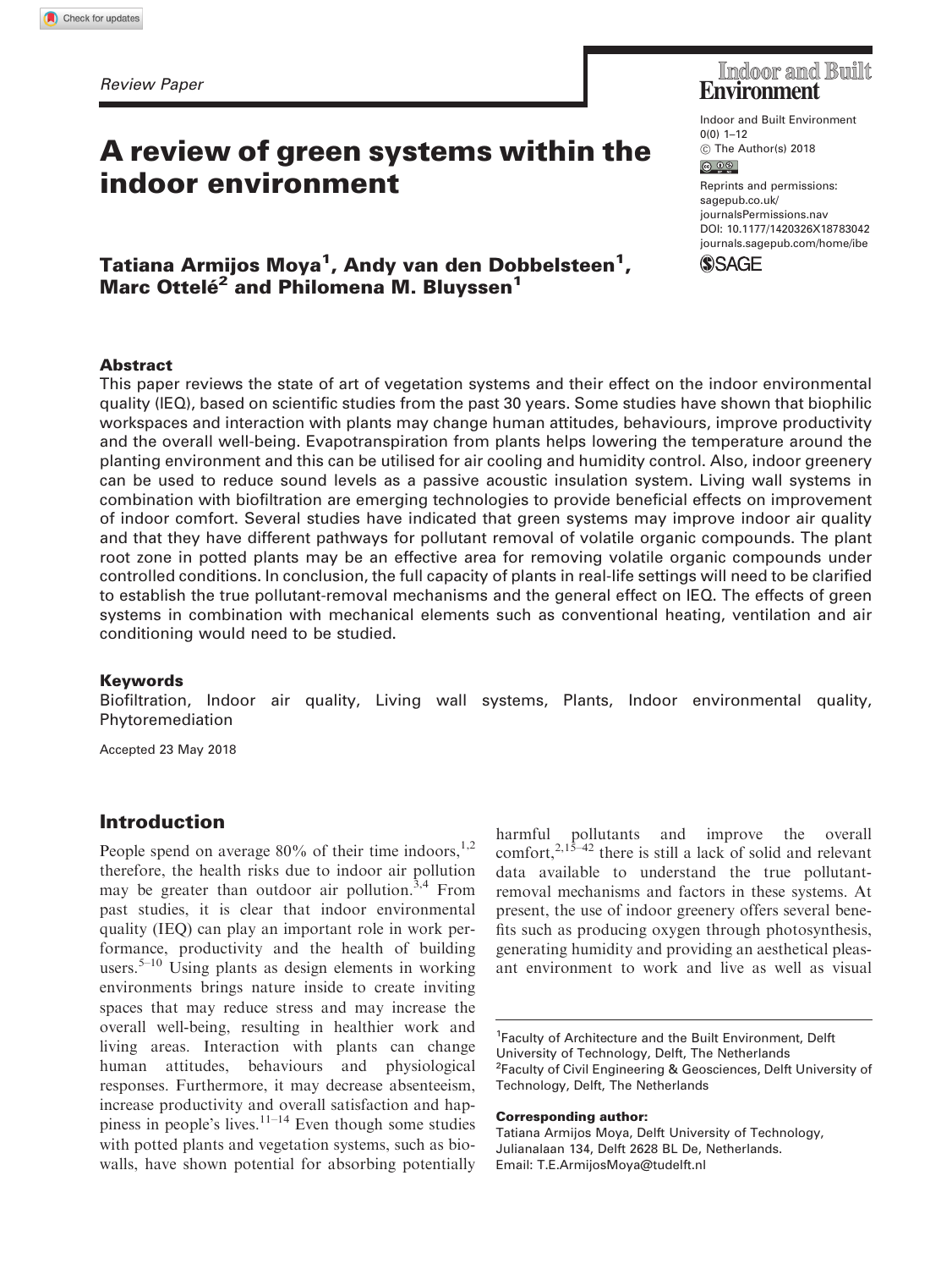Review Paper

# A review of green systems within the indoor environment

**Tatiana Armijos Moya[1], Andy van den Dobbelsteen[1], Marc Ottelé[2] and Philomena M. Bluyssen[1]**

Indoor and Built Environment
0(0) 1–12
© The Author(s) 2018
Reprints and permissions: sagepub.co.uk/journalsPermissions.nav
DOI: 10.1177/1420326X18783042
journals.sagepub.com/home/ibe

## Abstract

This paper reviews the state of art of vegetation systems and their effect on the indoor environmental quality (IEQ), based on scientific studies from the past 30 years. Some studies have shown that biophilic workspaces and interaction with plants may change human attitudes, behaviours, improve productivity and the overall well-being. Evapotranspiration from plants helps lowering the temperature around the planting environment and this can be utilised for air cooling and humidity control. Also, indoor greenery can be used to reduce sound levels as a passive acoustic insulation system. Living wall systems in combination with biofiltration are emerging technologies to provide beneficial effects on improvement of indoor comfort. Several studies have indicated that green systems may improve indoor air quality and that they have different pathways for pollutant removal of volatile organic compounds. The plant root zone in potted plants may be an effective area for removing volatile organic compounds under controlled conditions. In conclusion, the full capacity of plants in real-life settings will need to be clarified to establish the true pollutant-removal mechanisms and the general effect on IEQ. The effects of green systems in combination with mechanical elements such as conventional heating, ventilation and air conditioning would need to be studied.

## Keywords

Biofiltration, Indoor air quality, Living wall systems, Plants, Indoor environmental quality, Phytoremediation

Accepted 23 May 2018

## Introduction

People spend on average 80% of their time indoors,[1,2] therefore, the health risks due to indoor air pollution may be greater than outdoor air pollution.[3,4] From past studies, it is clear that indoor environmental quality (IEQ) can play an important role in work performance, productivity and the health of building users.[5–10] Using plants as design elements in working environments brings nature inside to create inviting spaces that may reduce stress and may increase the overall well-being, resulting in healthier work and living areas. Interaction with plants can change human attitudes, behaviours and physiological responses. Furthermore, it may decrease absenteeism, increase productivity and overall satisfaction and happiness in people's lives.[11–14] Even though some studies with potted plants and vegetation systems, such as biowalls, have shown potential for absorbing potentially harmful pollutants and improve the overall comfort,[2,15–42] there is still a lack of solid and relevant data available to understand the true pollutant-removal mechanisms and factors in these systems. At present, the use of indoor greenery offers several benefits such as producing oxygen through photosynthesis, generating humidity and providing an aesthetical pleasant environment to work and live as well as visual

[1]Faculty of Architecture and the Built Environment, Delft University of Technology, Delft, The Netherlands
[2]Faculty of Civil Engineering & Geosciences, Delft University of Technology, Delft, The Netherlands

**Corresponding author:**
Tatiana Armijos Moya, Delft University of Technology, Julianalaan 134, Delft 2628 BL De, Netherlands.
Email: T.E.ArmijosMoya@tudelft.nl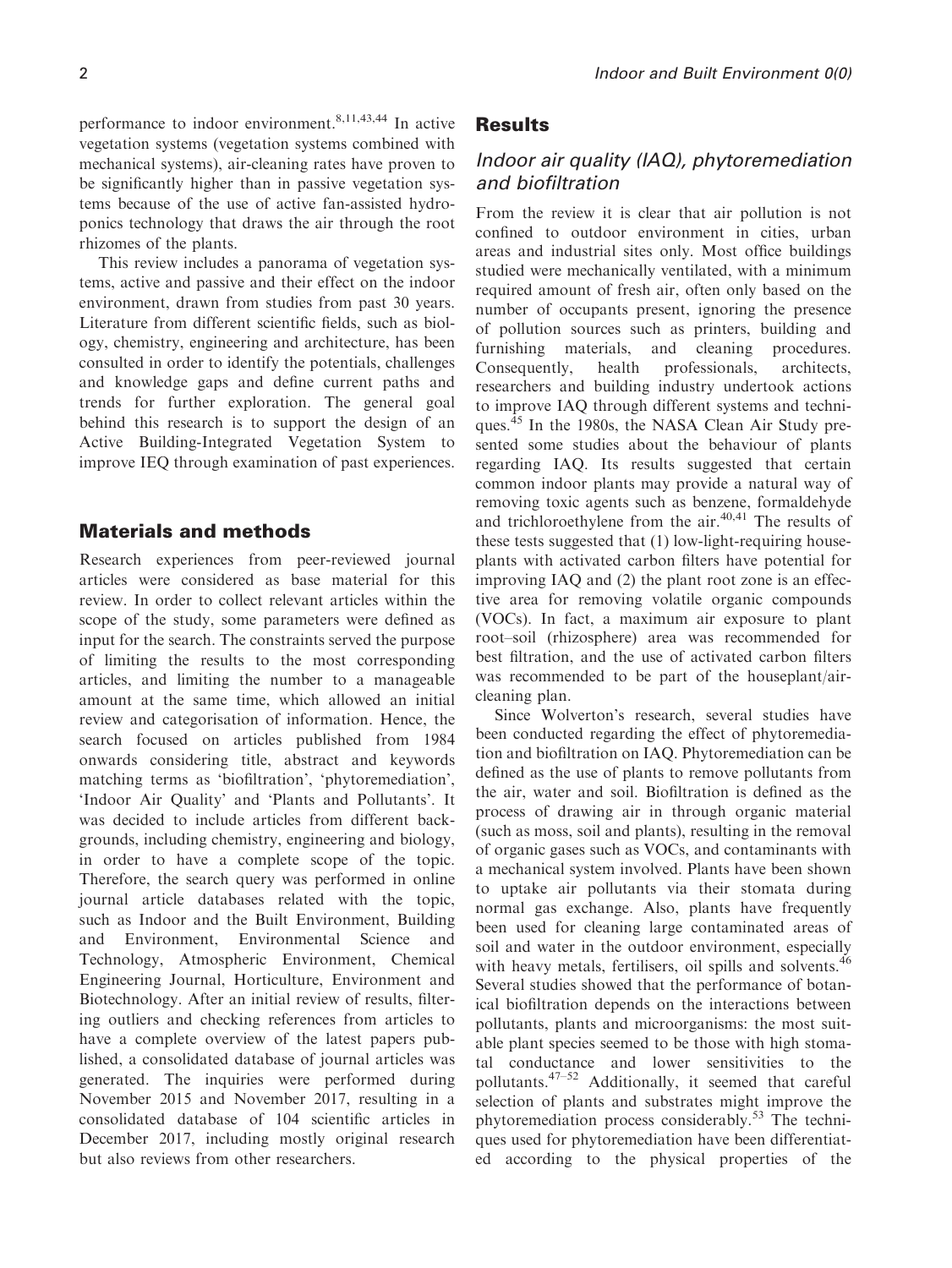performance to indoor environment.[8,11,43,44] In active vegetation systems (vegetation systems combined with mechanical systems), air-cleaning rates have proven to be significantly higher than in passive vegetation systems because of the use of active fan-assisted hydroponics technology that draws the air through the root rhizomes of the plants.

This review includes a panorama of vegetation systems, active and passive and their effect on the indoor environment, drawn from studies from past 30 years. Literature from different scientific fields, such as biology, chemistry, engineering and architecture, has been consulted in order to identify the potentials, challenges and knowledge gaps and define current paths and trends for further exploration. The general goal behind this research is to support the design of an Active Building-Integrated Vegetation System to improve IEQ through examination of past experiences.

## Materials and methods

Research experiences from peer-reviewed journal articles were considered as base material for this review. In order to collect relevant articles within the scope of the study, some parameters were defined as input for the search. The constraints served the purpose of limiting the results to the most corresponding articles, and limiting the number to a manageable amount at the same time, which allowed an initial review and categorisation of information. Hence, the search focused on articles published from 1984 onwards considering title, abstract and keywords matching terms as 'biofiltration', 'phytoremediation', 'Indoor Air Quality' and 'Plants and Pollutants'. It was decided to include articles from different backgrounds, including chemistry, engineering and biology, in order to have a complete scope of the topic. Therefore, the search query was performed in online journal article databases related with the topic, such as Indoor and the Built Environment, Building and Environment, Environmental Science and Technology, Atmospheric Environment, Chemical Engineering Journal, Horticulture, Environment and Biotechnology. After an initial review of results, filtering outliers and checking references from articles to have a complete overview of the latest papers published, a consolidated database of journal articles was generated. The inquiries were performed during November 2015 and November 2017, resulting in a consolidated database of 104 scientific articles in December 2017, including mostly original research but also reviews from other researchers.

## Results

### Indoor air quality (IAQ), phytoremediation and biofiltration

From the review it is clear that air pollution is not confined to outdoor environment in cities, urban areas and industrial sites only. Most office buildings studied were mechanically ventilated, with a minimum required amount of fresh air, often only based on the number of occupants present, ignoring the presence of pollution sources such as printers, building and furnishing materials, and cleaning procedures. Consequently, health professionals, architects, researchers and building industry undertook actions to improve IAQ through different systems and techniques.[45] In the 1980s, the NASA Clean Air Study presented some studies about the behaviour of plants regarding IAQ. Its results suggested that certain common indoor plants may provide a natural way of removing toxic agents such as benzene, formaldehyde and trichloroethylene from the air.[40,41] The results of these tests suggested that (1) low-light-requiring houseplants with activated carbon filters have potential for improving IAQ and (2) the plant root zone is an effective area for removing volatile organic compounds (VOCs). In fact, a maximum air exposure to plant root–soil (rhizosphere) area was recommended for best filtration, and the use of activated carbon filters was recommended to be part of the houseplant/air-cleaning plan.

Since Wolverton's research, several studies have been conducted regarding the effect of phytoremediation and biofiltration on IAQ. Phytoremediation can be defined as the use of plants to remove pollutants from the air, water and soil. Biofiltration is defined as the process of drawing air in through organic material (such as moss, soil and plants), resulting in the removal of organic gases such as VOCs, and contaminants with a mechanical system involved. Plants have been shown to uptake air pollutants via their stomata during normal gas exchange. Also, plants have frequently been used for cleaning large contaminated areas of soil and water in the outdoor environment, especially with heavy metals, fertilisers, oil spills and solvents.[46] Several studies showed that the performance of botanical biofiltration depends on the interactions between pollutants, plants and microorganisms: the most suitable plant species seemed to be those with high stomatal conductance and lower sensitivities to the pollutants.[47–52] Additionally, it seemed that careful selection of plants and substrates might improve the phytoremediation process considerably.[53] The techniques used for phytoremediation have been differentiated according to the physical properties of the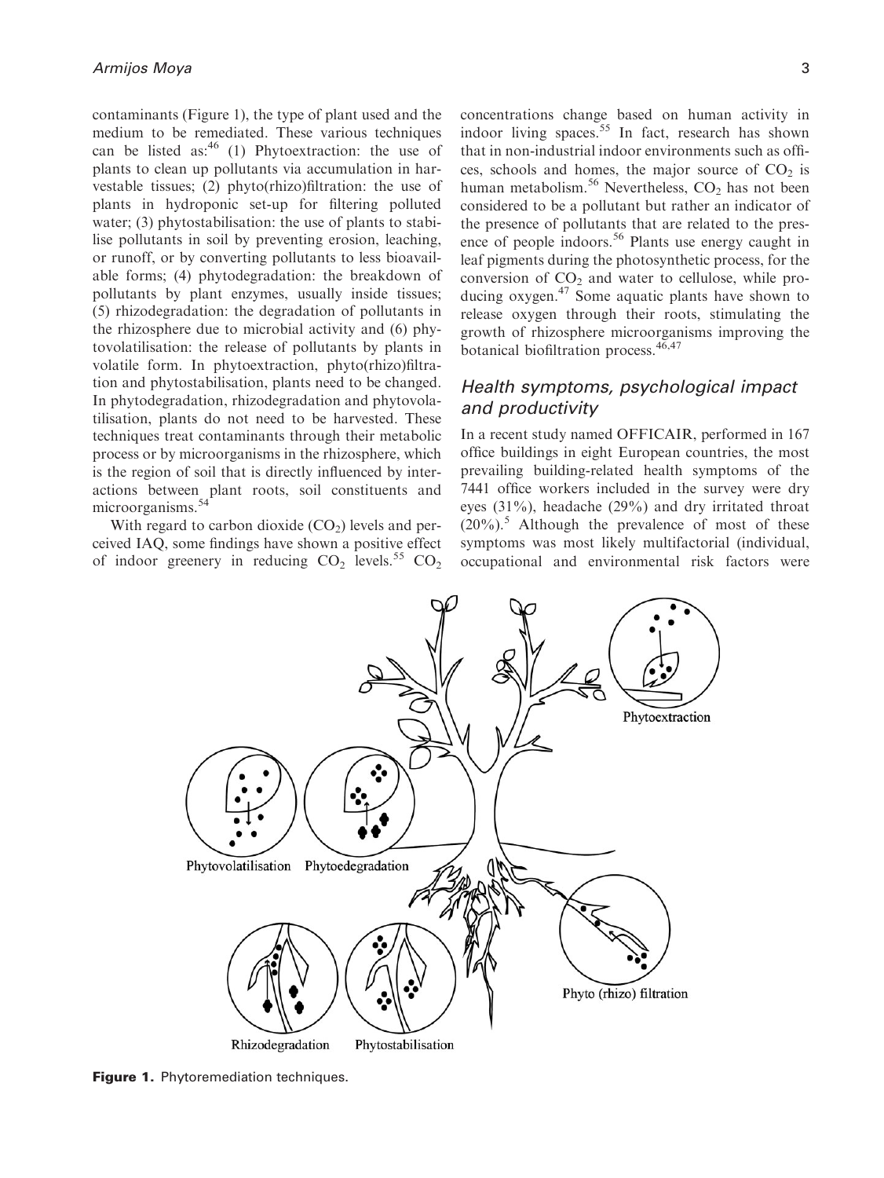contaminants (Figure 1), the type of plant used and the medium to be remediated. These various techniques can be listed as:[46] (1) Phytoextraction: the use of plants to clean up pollutants via accumulation in harvestable tissues; (2) phyto(rhizo)filtration: the use of plants in hydroponic set-up for filtering polluted water; (3) phytostabilisation: the use of plants to stabilise pollutants in soil by preventing erosion, leaching, or runoff, or by converting pollutants to less bioavailable forms; (4) phytodegradation: the breakdown of pollutants by plant enzymes, usually inside tissues; (5) rhizodegradation: the degradation of pollutants in the rhizosphere due to microbial activity and (6) phytovolatilisation: the release of pollutants by plants in volatile form. In phytoextraction, phyto(rhizo)filtration and phytostabilisation, plants need to be changed. In phytodegradation, rhizodegradation and phytovolatilisation, plants do not need to be harvested. These techniques treat contaminants through their metabolic process or by microorganisms in the rhizosphere, which is the region of soil that is directly influenced by interactions between plant roots, soil constituents and microorganisms.[54]

With regard to carbon dioxide ($CO_2$) levels and perceived IAQ, some findings have shown a positive effect of indoor greenery in reducing $CO_2$ levels.[55] $CO_2$ concentrations change based on human activity in indoor living spaces.[55] In fact, research has shown that in non-industrial indoor environments such as offices, schools and homes, the major source of $CO_2$ is human metabolism.[56] Nevertheless, $CO_2$ has not been considered to be a pollutant but rather an indicator of the presence of pollutants that are related to the presence of people indoors.[56] Plants use energy caught in leaf pigments during the photosynthetic process, for the conversion of $CO_2$ and water to cellulose, while producing oxygen.[47] Some aquatic plants have shown to release oxygen through their roots, stimulating the growth of rhizosphere microorganisms improving the botanical biofiltration process.[46,47]

## Health symptoms, psychological impact and productivity

In a recent study named OFFICAIR, performed in 167 office buildings in eight European countries, the most prevailing building-related health symptoms of the 7441 office workers included in the survey were dry eyes (31%), headache (29%) and dry irritated throat (20%).[5] Although the prevalence of most of these symptoms was most likely multifactorial (individual, occupational and environmental risk factors were

Phytoextraction

Phytovolatilisation Phytoedegradation

Phyto (rhizo) filtration

Rhizodegradation Phytostabilisation

**Figure 1.** Phytoremediation techniques.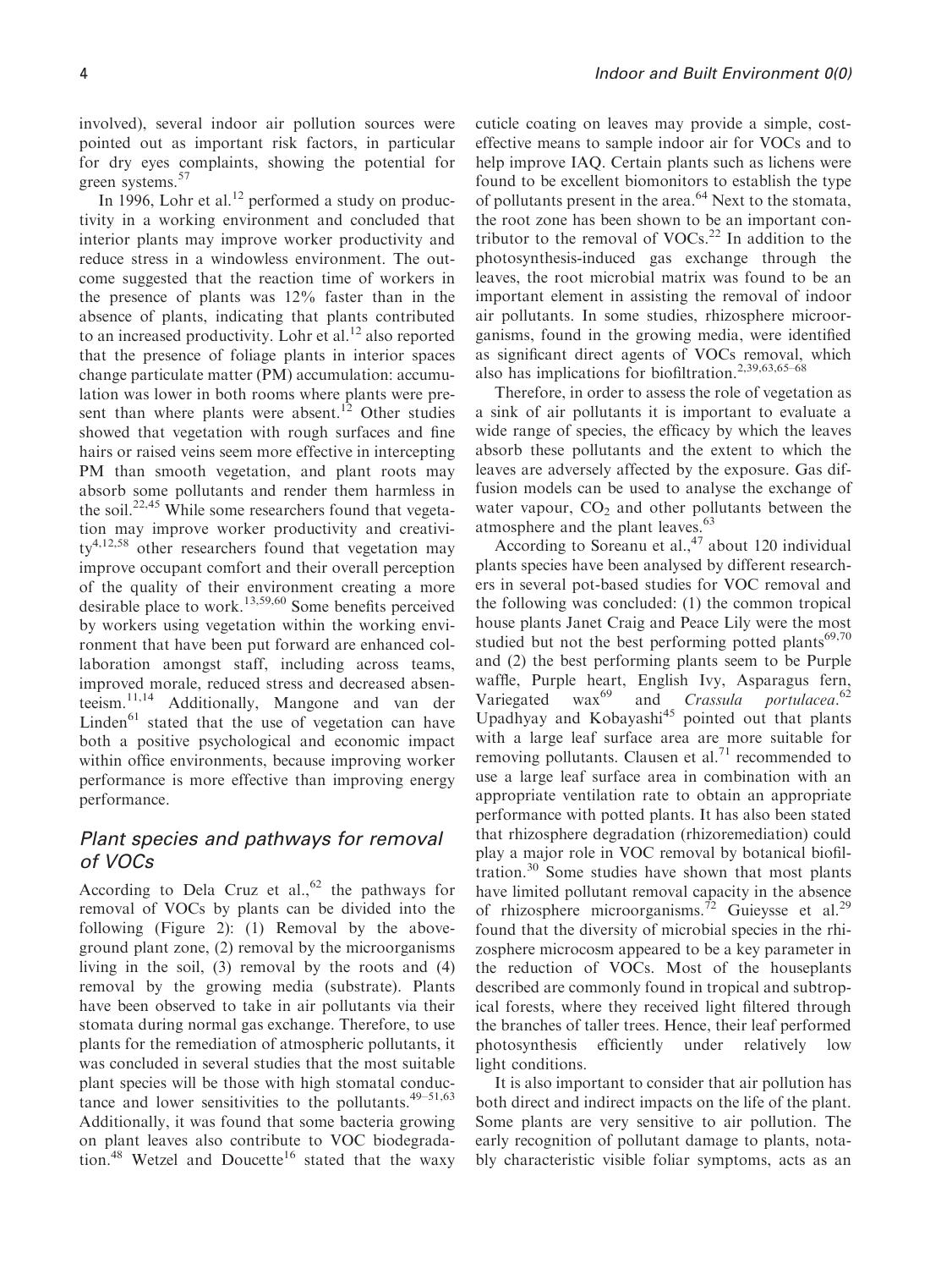involved), several indoor air pollution sources were pointed out as important risk factors, in particular for dry eyes complaints, showing the potential for green systems.[57]

In 1996, Lohr et al.[12] performed a study on productivity in a working environment and concluded that interior plants may improve worker productivity and reduce stress in a windowless environment. The outcome suggested that the reaction time of workers in the presence of plants was 12% faster than in the absence of plants, indicating that plants contributed to an increased productivity. Lohr et al.[12] also reported that the presence of foliage plants in interior spaces change particulate matter (PM) accumulation: accumulation was lower in both rooms where plants were present than where plants were absent.[12] Other studies showed that vegetation with rough surfaces and fine hairs or raised veins seem more effective in intercepting PM than smooth vegetation, and plant roots may absorb some pollutants and render them harmless in the soil.[22,45] While some researchers found that vegetation may improve worker productivity and creativity[4,12,58] other researchers found that vegetation may improve occupant comfort and their overall perception of the quality of their environment creating a more desirable place to work.[13,59,60] Some benefits perceived by workers using vegetation within the working environment that have been put forward are enhanced collaboration amongst staff, including across teams, improved morale, reduced stress and decreased absenteeism.[11,14] Additionally, Mangone and van der Linden[61] stated that the use of vegetation can have both a positive psychological and economic impact within office environments, because improving worker performance is more effective than improving energy performance.

## Plant species and pathways for removal of VOCs

According to Dela Cruz et al.,[62] the pathways for removal of VOCs by plants can be divided into the following (Figure 2): (1) Removal by the aboveground plant zone, (2) removal by the microorganisms living in the soil, (3) removal by the roots and (4) removal by the growing media (substrate). Plants have been observed to take in air pollutants via their stomata during normal gas exchange. Therefore, to use plants for the remediation of atmospheric pollutants, it was concluded in several studies that the most suitable plant species will be those with high stomatal conductance and lower sensitivities to the pollutants.[49–51,63] Additionally, it was found that some bacteria growing on plant leaves also contribute to VOC biodegradation.[48] Wetzel and Doucette[16] stated that the waxy cuticle coating on leaves may provide a simple, cost-effective means to sample indoor air for VOCs and to help improve IAQ. Certain plants such as lichens were found to be excellent biomonitors to establish the type of pollutants present in the area.[64] Next to the stomata, the root zone has been shown to be an important contributor to the removal of VOCs.[22] In addition to the photosynthesis-induced gas exchange through the leaves, the root microbial matrix was found to be an important element in assisting the removal of indoor air pollutants. In some studies, rhizosphere microorganisms, found in the growing media, were identified as significant direct agents of VOCs removal, which also has implications for biofiltration.[2,39,63,65–68]

Therefore, in order to assess the role of vegetation as a sink of air pollutants it is important to evaluate a wide range of species, the efficacy by which the leaves absorb these pollutants and the extent to which the leaves are adversely affected by the exposure. Gas diffusion models can be used to analyse the exchange of water vapour, $CO_2$ and other pollutants between the atmosphere and the plant leaves.[63]

According to Soreanu et al.,[47] about 120 individual plants species have been analysed by different researchers in several pot-based studies for VOC removal and the following was concluded: (1) the common tropical house plants Janet Craig and Peace Lily were the most studied but not the best performing potted plants[69,70] and (2) the best performing plants seem to be Purple waffle, Purple heart, English Ivy, Asparagus fern, Variegated wax[69] and *Crassula portulacea*.[62] Upadhyay and Kobayashi[45] pointed out that plants with a large leaf surface area are more suitable for removing pollutants. Clausen et al.[71] recommended to use a large leaf surface area in combination with an appropriate ventilation rate to obtain an appropriate performance with potted plants. It has also been stated that rhizosphere degradation (rhizoremediation) could play a major role in VOC removal by botanical biofiltration.[30] Some studies have shown that most plants have limited pollutant removal capacity in the absence of rhizosphere microorganisms.[72] Guieysse et al.[29] found that the diversity of microbial species in the rhizosphere microcosm appeared to be a key parameter in the reduction of VOCs. Most of the houseplants described are commonly found in tropical and subtropical forests, where they received light filtered through the branches of taller trees. Hence, their leaf performed photosynthesis efficiently under relatively low light conditions.

It is also important to consider that air pollution has both direct and indirect impacts on the life of the plant. Some plants are very sensitive to air pollution. The early recognition of pollutant damage to plants, notably characteristic visible foliar symptoms, acts as an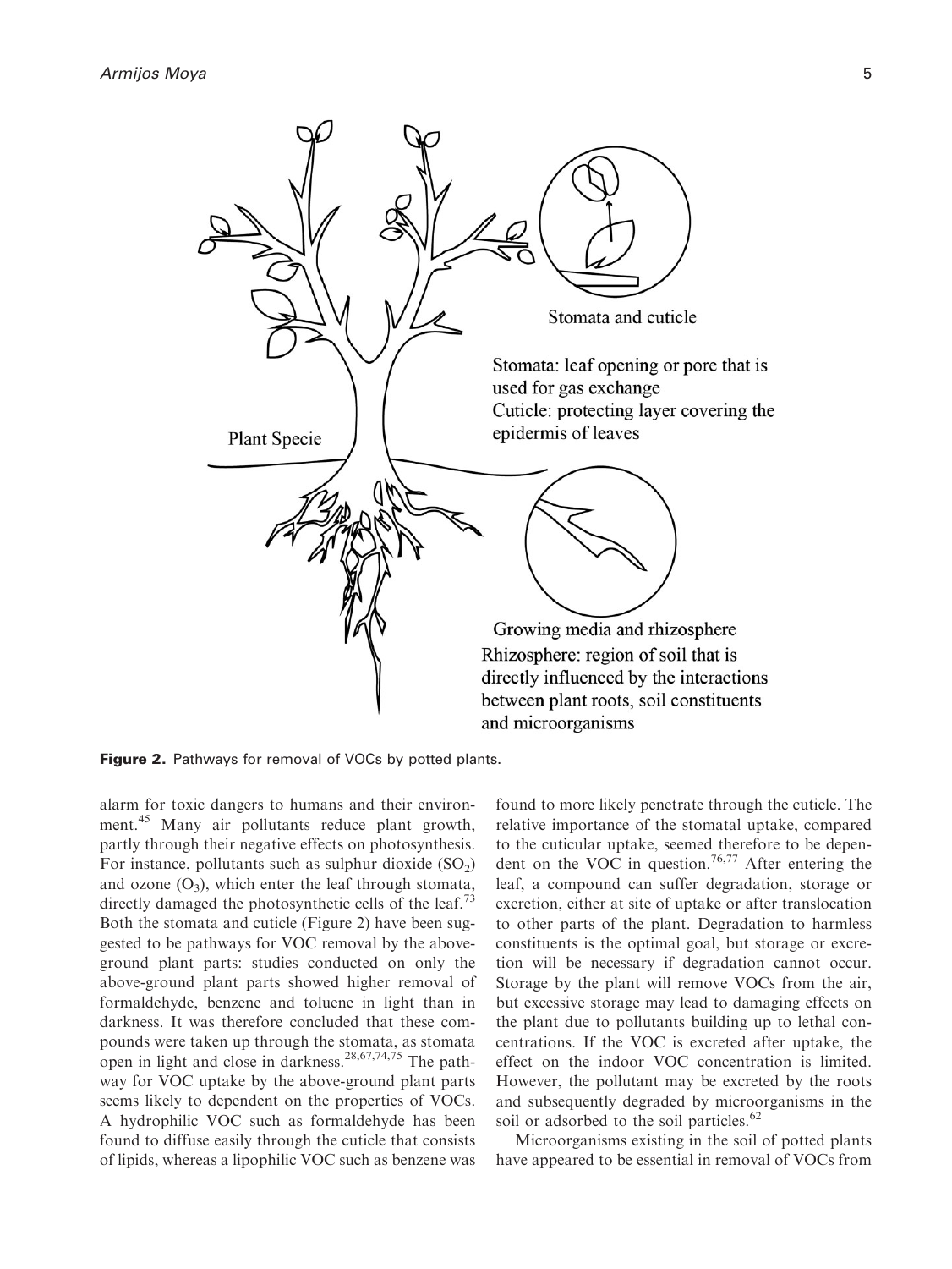**Figure 2.** Pathways for removal of VOCs by potted plants.

alarm for toxic dangers to humans and their environment.[45] Many air pollutants reduce plant growth, partly through their negative effects on photosynthesis. For instance, pollutants such as sulphur dioxide ($SO_2$) and ozone ($O_3$), which enter the leaf through stomata, directly damaged the photosynthetic cells of the leaf.[73] Both the stomata and cuticle (Figure 2) have been suggested to be pathways for VOC removal by the above-ground plant parts: studies conducted on only the above-ground plant parts showed higher removal of formaldehyde, benzene and toluene in light than in darkness. It was therefore concluded that these compounds were taken up through the stomata, as stomata open in light and close in darkness.[28,67,74,75] The pathway for VOC uptake by the above-ground plant parts seems likely to dependent on the properties of VOCs. A hydrophilic VOC such as formaldehyde has been found to diffuse easily through the cuticle that consists of lipids, whereas a lipophilic VOC such as benzene was found to more likely penetrate through the cuticle. The relative importance of the stomatal uptake, compared to the cuticular uptake, seemed therefore to be dependent on the VOC in question.[76,77] After entering the leaf, a compound can suffer degradation, storage or excretion, either at site of uptake or after translocation to other parts of the plant. Degradation to harmless constituents is the optimal goal, but storage or excretion will be necessary if degradation cannot occur. Storage by the plant will remove VOCs from the air, but excessive storage may lead to damaging effects on the plant due to pollutants building up to lethal concentrations. If the VOC is excreted after uptake, the effect on the indoor VOC concentration is limited. However, the pollutant may be excreted by the roots and subsequently degraded by microorganisms in the soil or adsorbed to the soil particles.[62]

Microorganisms existing in the soil of potted plants have appeared to be essential in removal of VOCs from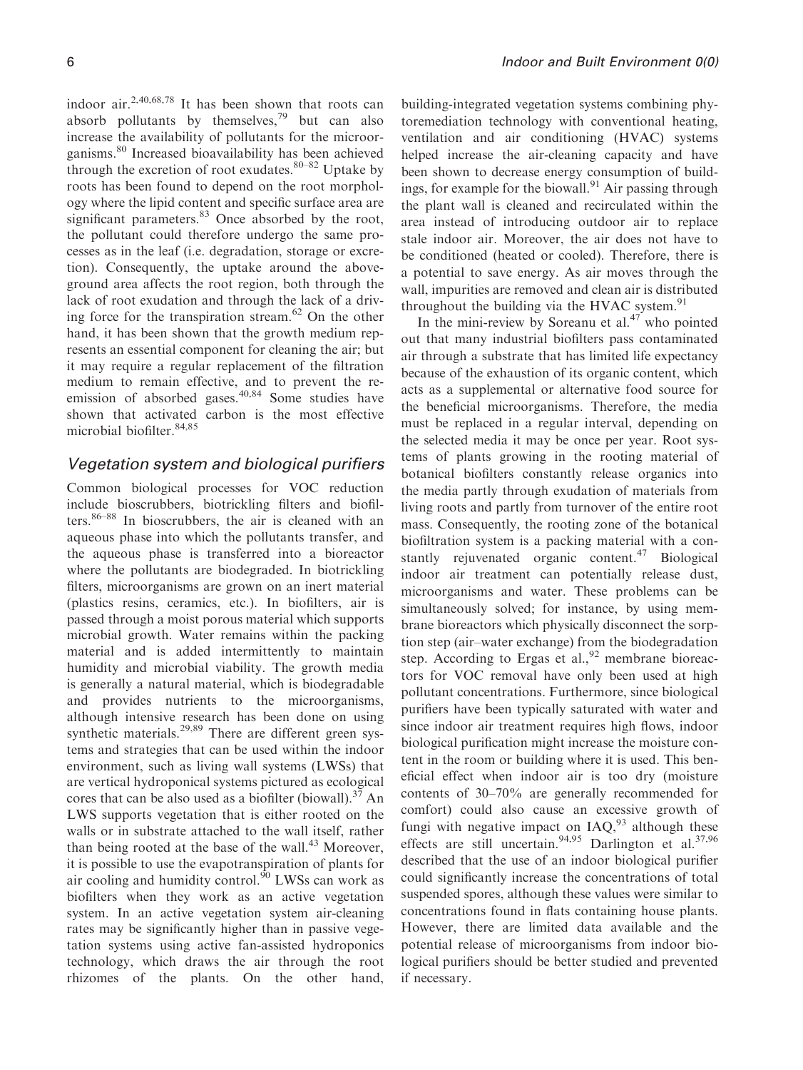indoor air.[2,40,68,78] It has been shown that roots can absorb pollutants by themselves,[79] but can also increase the availability of pollutants for the microorganisms.[80] Increased bioavailability has been achieved through the excretion of root exudates.[80–82] Uptake by roots has been found to depend on the root morphology where the lipid content and specific surface area are significant parameters.[83] Once absorbed by the root, the pollutant could therefore undergo the same processes as in the leaf (i.e. degradation, storage or excretion). Consequently, the uptake around the aboveground area affects the root region, both through the lack of root exudation and through the lack of a driving force for the transpiration stream.[62] On the other hand, it has been shown that the growth medium represents an essential component for cleaning the air; but it may require a regular replacement of the filtration medium to remain effective, and to prevent the re-emission of absorbed gases.[40,84] Some studies have shown that activated carbon is the most effective microbial biofilter.[84,85]

## Vegetation system and biological purifiers

Common biological processes for VOC reduction include bioscrubbers, biotrickling filters and biofilters.[86–88] In bioscrubbers, the air is cleaned with an aqueous phase into which the pollutants transfer, and the aqueous phase is transferred into a bioreactor where the pollutants are biodegraded. In biotrickling filters, microorganisms are grown on an inert material (plastics resins, ceramics, etc.). In biofilters, air is passed through a moist porous material which supports microbial growth. Water remains within the packing material and is added intermittently to maintain humidity and microbial viability. The growth media is generally a natural material, which is biodegradable and provides nutrients to the microorganisms, although intensive research has been done on using synthetic materials.[29,89] There are different green systems and strategies that can be used within the indoor environment, such as living wall systems (LWSs) that are vertical hydroponical systems pictured as ecological cores that can be also used as a biofilter (biowall).[37] An LWS supports vegetation that is either rooted on the walls or in substrate attached to the wall itself, rather than being rooted at the base of the wall.[43] Moreover, it is possible to use the evapotranspiration of plants for air cooling and humidity control.[90] LWSs can work as biofilters when they work as an active vegetation system. In an active vegetation system air-cleaning rates may be significantly higher than in passive vegetation systems using active fan-assisted hydroponics technology, which draws the air through the root rhizomes of the plants. On the other hand, building-integrated vegetation systems combining phytoremediation technology with conventional heating, ventilation and air conditioning (HVAC) systems helped increase the air-cleaning capacity and have been shown to decrease energy consumption of buildings, for example for the biowall.[91] Air passing through the plant wall is cleaned and recirculated within the area instead of introducing outdoor air to replace stale indoor air. Moreover, the air does not have to be conditioned (heated or cooled). Therefore, there is a potential to save energy. As air moves through the wall, impurities are removed and clean air is distributed throughout the building via the HVAC system.[91]

In the mini-review by Soreanu et al.[47] who pointed out that many industrial biofilters pass contaminated air through a substrate that has limited life expectancy because of the exhaustion of its organic content, which acts as a supplemental or alternative food source for the beneficial microorganisms. Therefore, the media must be replaced in a regular interval, depending on the selected media it may be once per year. Root systems of plants growing in the rooting material of botanical biofilters constantly release organics into the media partly through exudation of materials from living roots and partly from turnover of the entire root mass. Consequently, the rooting zone of the botanical biofiltration system is a packing material with a constantly rejuvenated organic content.[47] Biological indoor air treatment can potentially release dust, microorganisms and water. These problems can be simultaneously solved; for instance, by using membrane bioreactors which physically disconnect the sorption step (air–water exchange) from the biodegradation step. According to Ergas et al.,[92] membrane bioreactors for VOC removal have only been used at high pollutant concentrations. Furthermore, since biological purifiers have been typically saturated with water and since indoor air treatment requires high flows, indoor biological purification might increase the moisture content in the room or building where it is used. This beneficial effect when indoor air is too dry (moisture contents of 30–70% are generally recommended for comfort) could also cause an excessive growth of fungi with negative impact on IAQ,[93] although these effects are still uncertain.[94,95] Darlington et al.[37,96] described that the use of an indoor biological purifier could significantly increase the concentrations of total suspended spores, although these values were similar to concentrations found in flats containing house plants. However, there are limited data available and the potential release of microorganisms from indoor biological purifiers should be better studied and prevented if necessary.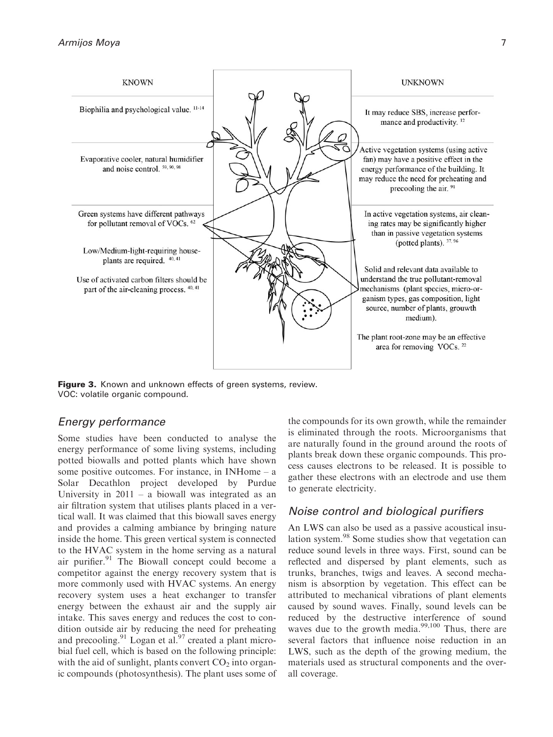**KNOWN**

Biophilia and psychological value.[11-14]

Evaporative cooler, natural humidifier and noise control.[59, 90, 98]

Green systems have different pathways for pollutant removal of VOCs.[62]

Low/Medium-light-requiring house-plants are required.[40, 41]

Use of activated carbon filters should be part of the air-cleaning process.[40, 41]

**UNKNOWN**

It may reduce SBS, increase performance and productivity.[12]

Active vegetation systems (using active fan) may have a positive effect in the energy performance of the building. It may reduce the need for preheating and precooling the air.[91]

In active vegetation systems, air cleaning rates may be significantly higher than in passive vegetation systems (potted plants).[37, 96]

Solid and relevant data available to understand the true pollutant-removal mechanisms (plant species, micro-organism types, gas composition, light source, number of plants, grouwth medium).

The plant root-zone may be an effective area for removing VOCs.[22]

**Figure 3.** Known and unknown effects of green systems, review.
VOC: volatile organic compound.

## Energy performance

Some studies have been conducted to analyse the energy performance of some living systems, including potted biowalls and potted plants which have shown some positive outcomes. For instance, in INHome – a Solar Decathlon project developed by Purdue University in 2011 – a biowall was integrated as an air filtration system that utilises plants placed in a vertical wall. It was claimed that this biowall saves energy and provides a calming ambiance by bringing nature inside the home. This green vertical system is connected to the HVAC system in the home serving as a natural air purifier.[91] The Biowall concept could become a competitor against the energy recovery system that is more commonly used with HVAC systems. An energy recovery system uses a heat exchanger to transfer energy between the exhaust air and the supply air intake. This saves energy and reduces the cost to condition outside air by reducing the need for preheating and precooling.[91] Logan et al.[97] created a plant microbial fuel cell, which is based on the following principle: with the aid of sunlight, plants convert $CO_2$ into organic compounds (photosynthesis). The plant uses some of the compounds for its own growth, while the remainder is eliminated through the roots. Microorganisms that are naturally found in the ground around the roots of plants break down these organic compounds. This process causes electrons to be released. It is possible to gather these electrons with an electrode and use them to generate electricity.

## Noise control and biological purifiers

An LWS can also be used as a passive acoustical insulation system.[98] Some studies show that vegetation can reduce sound levels in three ways. First, sound can be reflected and dispersed by plant elements, such as trunks, branches, twigs and leaves. A second mechanism is absorption by vegetation. This effect can be attributed to mechanical vibrations of plant elements caused by sound waves. Finally, sound levels can be reduced by the destructive interference of sound waves due to the growth media.[99,100] Thus, there are several factors that influence noise reduction in an LWS, such as the depth of the growing medium, the materials used as structural components and the overall coverage.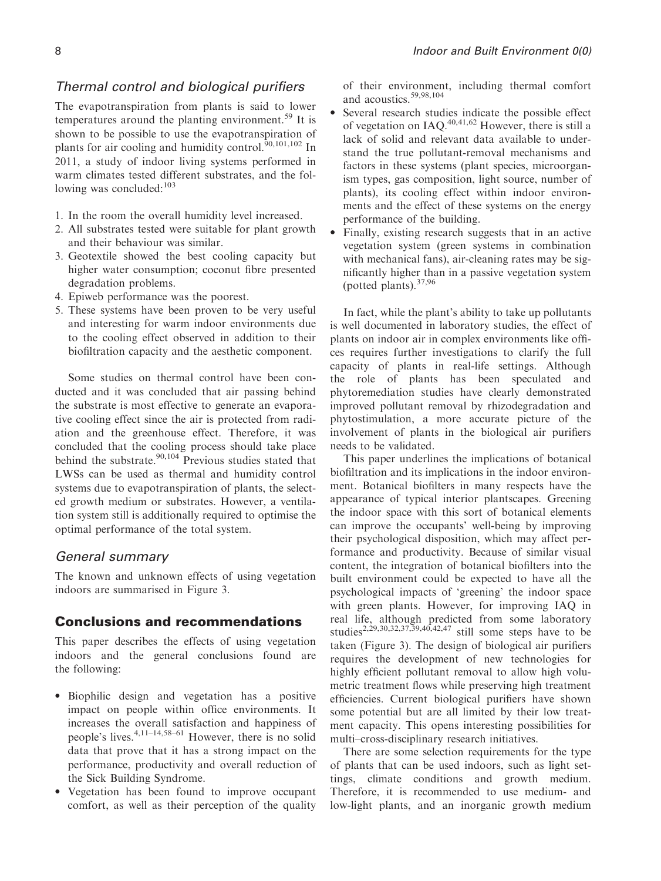### *Thermal control and biological purifiers*

The evapotranspiration from plants is said to lower temperatures around the planting environment.[59] It is shown to be possible to use the evapotranspiration of plants for air cooling and humidity control.[90,101,102] In 2011, a study of indoor living systems performed in warm climates tested different substrates, and the following was concluded:[103]

1. In the room the overall humidity level increased.
2. All substrates tested were suitable for plant growth and their behaviour was similar.
3. Geotextile showed the best cooling capacity but higher water consumption; coconut fibre presented degradation problems.
4. Epiweb performance was the poorest.
5. These systems have been proven to be very useful and interesting for warm indoor environments due to the cooling effect observed in addition to their biofiltration capacity and the aesthetic component.

Some studies on thermal control have been conducted and it was concluded that air passing behind the substrate is most effective to generate an evaporative cooling effect since the air is protected from radiation and the greenhouse effect. Therefore, it was concluded that the cooling process should take place behind the substrate.[90,104] Previous studies stated that LWSs can be used as thermal and humidity control systems due to evapotranspiration of plants, the selected growth medium or substrates. However, a ventilation system still is additionally required to optimise the optimal performance of the total system.

### *General summary*

The known and unknown effects of using vegetation indoors are summarised in Figure 3.

## Conclusions and recommendations

This paper describes the effects of using vegetation indoors and the general conclusions found are the following:

- Biophilic design and vegetation has a positive impact on people within office environments. It increases the overall satisfaction and happiness of people's lives.[4,11–14,58–61] However, there is no solid data that prove that it has a strong impact on the performance, productivity and overall reduction of the Sick Building Syndrome.
- Vegetation has been found to improve occupant comfort, as well as their perception of the quality of their environment, including thermal comfort and acoustics.[59,98,104]
- Several research studies indicate the possible effect of vegetation on IAQ.[40,41,62] However, there is still a lack of solid and relevant data available to understand the true pollutant-removal mechanisms and factors in these systems (plant species, microorganism types, gas composition, light source, number of plants), its cooling effect within indoor environments and the effect of these systems on the energy performance of the building.
- Finally, existing research suggests that in an active vegetation system (green systems in combination with mechanical fans), air-cleaning rates may be significantly higher than in a passive vegetation system (potted plants).[37,96]

In fact, while the plant's ability to take up pollutants is well documented in laboratory studies, the effect of plants on indoor air in complex environments like offices requires further investigations to clarify the full capacity of plants in real-life settings. Although the role of plants has been speculated and phytoremediation studies have clearly demonstrated improved pollutant removal by rhizodegradation and phytostimulation, a more accurate picture of the involvement of plants in the biological air purifiers needs to be validated.

This paper underlines the implications of botanical biofiltration and its implications in the indoor environment. Botanical biofilters in many respects have the appearance of typical interior plantscapes. Greening the indoor space with this sort of botanical elements can improve the occupants' well-being by improving their psychological disposition, which may affect performance and productivity. Because of similar visual content, the integration of botanical biofilters into the built environment could be expected to have all the psychological impacts of 'greening' the indoor space with green plants. However, for improving IAQ in real life, although predicted from some laboratory studies[2,29,30,32,37,39,40,42,47] still some steps have to be taken (Figure 3). The design of biological air purifiers requires the development of new technologies for highly efficient pollutant removal to allow high volumetric treatment flows while preserving high treatment efficiencies. Current biological purifiers have shown some potential but are all limited by their low treatment capacity. This opens interesting possibilities for multi–cross-disciplinary research initiatives.

There are some selection requirements for the type of plants that can be used indoors, such as light settings, climate conditions and growth medium. Therefore, it is recommended to use medium- and low-light plants, and an inorganic growth medium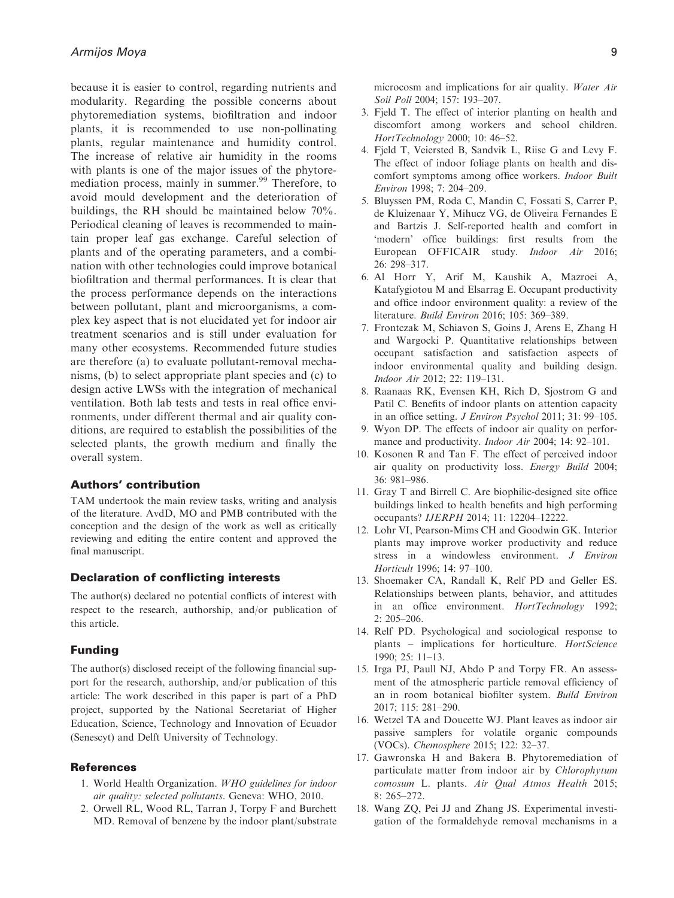because it is easier to control, regarding nutrients and modularity. Regarding the possible concerns about phytoremediation systems, biofiltration and indoor plants, it is recommended to use non-pollinating plants, regular maintenance and humidity control. The increase of relative air humidity in the rooms with plants is one of the major issues of the phytoremediation process, mainly in summer.[99] Therefore, to avoid mould development and the deterioration of buildings, the RH should be maintained below 70%. Periodical cleaning of leaves is recommended to maintain proper leaf gas exchange. Careful selection of plants and of the operating parameters, and a combination with other technologies could improve botanical biofiltration and thermal performances. It is clear that the process performance depends on the interactions between pollutant, plant and microorganisms, a complex key aspect that is not elucidated yet for indoor air treatment scenarios and is still under evaluation for many other ecosystems. Recommended future studies are therefore (a) to evaluate pollutant-removal mechanisms, (b) to select appropriate plant species and (c) to design active LWSs with the integration of mechanical ventilation. Both lab tests and tests in real office environments, under different thermal and air quality conditions, are required to establish the possibilities of the selected plants, the growth medium and finally the overall system.

## Authors' contribution

TAM undertook the main review tasks, writing and analysis of the literature. AvdD, MO and PMB contributed with the conception and the design of the work as well as critically reviewing and editing the entire content and approved the final manuscript.

## Declaration of conflicting interests

The author(s) declared no potential conflicts of interest with respect to the research, authorship, and/or publication of this article.

## Funding

The author(s) disclosed receipt of the following financial support for the research, authorship, and/or publication of this article: The work described in this paper is part of a PhD project, supported by the National Secretariat of Higher Education, Science, Technology and Innovation of Ecuador (Senescyt) and Delft University of Technology.

## References

1. World Health Organization. *WHO guidelines for indoor air quality: selected pollutants*. Geneva: WHO, 2010.
2. Orwell RL, Wood RL, Tarran J, Torpy F and Burchett MD. Removal of benzene by the indoor plant/substrate microcosm and implications for air quality. *Water Air Soil Poll* 2004; 157: 193–207.
3. Fjeld T. The effect of interior planting on health and discomfort among workers and school children. *HortTechnology* 2000; 10: 46–52.
4. Fjeld T, Veiersted B, Sandvik L, Riise G and Levy F. The effect of indoor foliage plants on health and discomfort symptoms among office workers. *Indoor Built Environ* 1998; 7: 204–209.
5. Bluyssen PM, Roda C, Mandin C, Fossati S, Carrer P, de Kluizenaar Y, Mihucz VG, de Oliveira Fernandes E and Bartzis J. Self-reported health and comfort in 'modern' office buildings: first results from the European OFFICAIR study. *Indoor Air* 2016; 26: 298–317.
6. Al Horr Y, Arif M, Kaushik A, Mazroei A, Katafygiotou M and Elsarrag E. Occupant productivity and office indoor environment quality: a review of the literature. *Build Environ* 2016; 105: 369–389.
7. Frontczak M, Schiavon S, Goins J, Arens E, Zhang H and Wargocki P. Quantitative relationships between occupant satisfaction and satisfaction aspects of indoor environmental quality and building design. *Indoor Air* 2012; 22: 119–131.
8. Raanaas RK, Evensen KH, Rich D, Sjostrom G and Patil C. Benefits of indoor plants on attention capacity in an office setting. *J Environ Psychol* 2011; 31: 99–105.
9. Wyon DP. The effects of indoor air quality on performance and productivity. *Indoor Air* 2004; 14: 92–101.
10. Kosonen R and Tan F. The effect of perceived indoor air quality on productivity loss. *Energy Build* 2004; 36: 981–986.
11. Gray T and Birrell C. Are biophilic-designed site office buildings linked to health benefits and high performing occupants? *IJERPH* 2014; 11: 12204–12222.
12. Lohr VI, Pearson-Mims CH and Goodwin GK. Interior plants may improve worker productivity and reduce stress in a windowless environment. *J Environ Horticult* 1996; 14: 97–100.
13. Shoemaker CA, Randall K, Relf PD and Geller ES. Relationships between plants, behavior, and attitudes in an office environment. *HortTechnology* 1992; 2: 205–206.
14. Relf PD. Psychological and sociological response to plants – implications for horticulture. *HortScience* 1990; 25: 11–13.
15. Irga PJ, Paull NJ, Abdo P and Torpy FR. An assessment of the atmospheric particle removal efficiency of an in room botanical biofilter system. *Build Environ* 2017; 115: 281–290.
16. Wetzel TA and Doucette WJ. Plant leaves as indoor air passive samplers for volatile organic compounds (VOCs). *Chemosphere* 2015; 122: 32–37.
17. Gawronska H and Bakera B. Phytoremediation of particulate matter from indoor air by *Chlorophytum comosum* L. plants. *Air Qual Atmos Health* 2015; 8: 265–272.
18. Wang ZQ, Pei JJ and Zhang JS. Experimental investigation of the formaldehyde removal mechanisms in a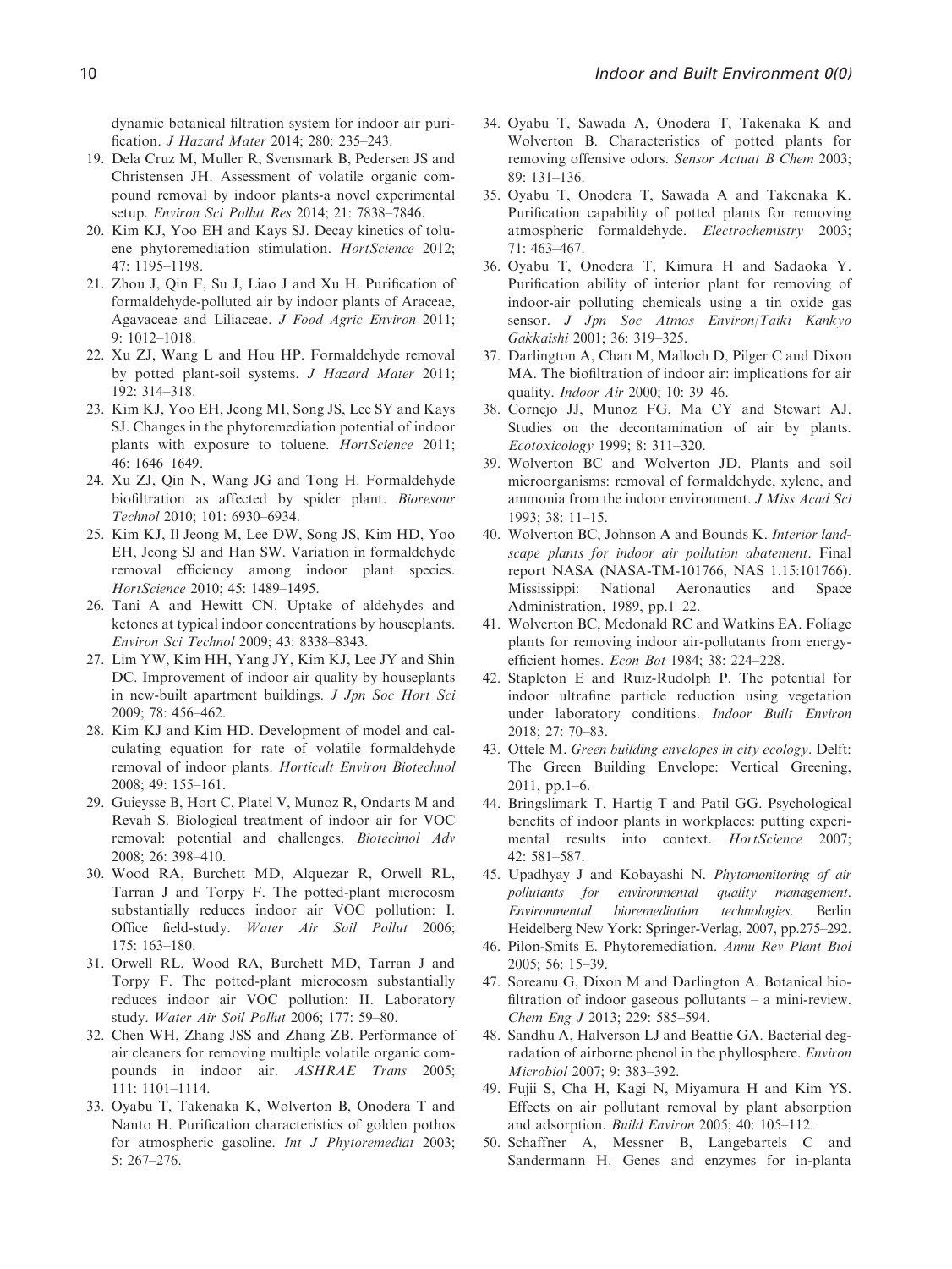dynamic botanical filtration system for indoor air purification. *J Hazard Mater* 2014; 280: 235–243.

19. Dela Cruz M, Muller R, Svensmark B, Pedersen JS and Christensen JH. Assessment of volatile organic compound removal by indoor plants-a novel experimental setup. *Environ Sci Pollut Res* 2014; 21: 7838–7846.
20. Kim KJ, Yoo EH and Kays SJ. Decay kinetics of toluene phytoremediation stimulation. *HortScience* 2012; 47: 1195–1198.
21. Zhou J, Qin F, Su J, Liao J and Xu H. Purification of formaldehyde-polluted air by indoor plants of Araceae, Agavaceae and Liliaceae. *J Food Agric Environ* 2011; 9: 1012–1018.
22. Xu ZJ, Wang L and Hou HP. Formaldehyde removal by potted plant-soil systems. *J Hazard Mater* 2011; 192: 314–318.
23. Kim KJ, Yoo EH, Jeong MI, Song JS, Lee SY and Kays SJ. Changes in the phytoremediation potential of indoor plants with exposure to toluene. *HortScience* 2011; 46: 1646–1649.
24. Xu ZJ, Qin N, Wang JG and Tong H. Formaldehyde biofiltration as affected by spider plant. *Bioresour Technol* 2010; 101: 6930–6934.
25. Kim KJ, Il Jeong M, Lee DW, Song JS, Kim HD, Yoo EH, Jeong SJ and Han SW. Variation in formaldehyde removal efficiency among indoor plant species. *HortScience* 2010; 45: 1489–1495.
26. Tani A and Hewitt CN. Uptake of aldehydes and ketones at typical indoor concentrations by houseplants. *Environ Sci Technol* 2009; 43: 8338–8343.
27. Lim YW, Kim HH, Yang JY, Kim KJ, Lee JY and Shin DC. Improvement of indoor air quality by houseplants in new-built apartment buildings. *J Jpn Soc Hort Sci* 2009; 78: 456–462.
28. Kim KJ and Kim HD. Development of model and calculating equation for rate of volatile formaldehyde removal of indoor plants. *Horticult Environ Biotechnol* 2008; 49: 155–161.
29. Guieysse B, Hort C, Platel V, Munoz R, Ondarts M and Revah S. Biological treatment of indoor air for VOC removal: potential and challenges. *Biotechnol Adv* 2008; 26: 398–410.
30. Wood RA, Burchett MD, Alquezar R, Orwell RL, Tarran J and Torpy F. The potted-plant microcosm substantially reduces indoor air VOC pollution: I. Office field-study. *Water Air Soil Pollut* 2006; 175: 163–180.
31. Orwell RL, Wood RA, Burchett MD, Tarran J and Torpy F. The potted-plant microcosm substantially reduces indoor air VOC pollution: II. Laboratory study. *Water Air Soil Pollut* 2006; 177: 59–80.
32. Chen WH, Zhang JSS and Zhang ZB. Performance of air cleaners for removing multiple volatile organic compounds in indoor air. *ASHRAE Trans* 2005; 111: 1101–1114.
33. Oyabu T, Takenaka K, Wolverton B, Onodera T and Nanto H. Purification characteristics of golden pothos for atmospheric gasoline. *Int J Phytoremediat* 2003; 5: 267–276.
34. Oyabu T, Sawada A, Onodera T, Takenaka K and Wolverton B. Characteristics of potted plants for removing offensive odors. *Sensor Actuat B Chem* 2003; 89: 131–136.
35. Oyabu T, Onodera T, Sawada A and Takenaka K. Purification capability of potted plants for removing atmospheric formaldehyde. *Electrochemistry* 2003; 71: 463–467.
36. Oyabu T, Onodera T, Kimura H and Sadaoka Y. Purification ability of interior plant for removing of indoor-air polluting chemicals using a tin oxide gas sensor. *J Jpn Soc Atmos Environ/Taiki Kankyo Gakkaishi* 2001; 36: 319–325.
37. Darlington A, Chan M, Malloch D, Pilger C and Dixon MA. The biofiltration of indoor air: implications for air quality. *Indoor Air* 2000; 10: 39–46.
38. Cornejo JJ, Munoz FG, Ma CY and Stewart AJ. Studies on the decontamination of air by plants. *Ecotoxicology* 1999; 8: 311–320.
39. Wolverton BC and Wolverton JD. Plants and soil microorganisms: removal of formaldehyde, xylene, and ammonia from the indoor environment. *J Miss Acad Sci* 1993; 38: 11–15.
40. Wolverton BC, Johnson A and Bounds K. *Interior landscape plants for indoor air pollution abatement*. Final report NASA (NASA-TM-101766, NAS 1.15:101766). Mississippi: National Aeronautics and Space Administration, 1989, pp.1–22.
41. Wolverton BC, Mcdonald RC and Watkins EA. Foliage plants for removing indoor air-pollutants from energy-efficient homes. *Econ Bot* 1984; 38: 224–228.
42. Stapleton E and Ruiz-Rudolph P. The potential for indoor ultrafine particle reduction using vegetation under laboratory conditions. *Indoor Built Environ* 2018; 27: 70–83.
43. Ottele M. *Green building envelopes in city ecology*. Delft: The Green Building Envelope: Vertical Greening, 2011, pp.1–6.
44. Bringslimark T, Hartig T and Patil GG. Psychological benefits of indoor plants in workplaces: putting experimental results into context. *HortScience* 2007; 42: 581–587.
45. Upadhyay J and Kobayashi N. *Phytomonitoring of air pollutants for environmental quality management. Environmental bioremediation technologies*. Berlin Heidelberg New York: Springer-Verlag, 2007, pp.275–292.
46. Pilon-Smits E. Phytoremediation. *Annu Rev Plant Biol* 2005; 56: 15–39.
47. Soreanu G, Dixon M and Darlington A. Botanical biofiltration of indoor gaseous pollutants – a mini-review. *Chem Eng J* 2013; 229: 585–594.
48. Sandhu A, Halverson LJ and Beattie GA. Bacterial degradation of airborne phenol in the phyllosphere. *Environ Microbiol* 2007; 9: 383–392.
49. Fujii S, Cha H, Kagi N, Miyamura H and Kim YS. Effects on air pollutant removal by plant absorption and adsorption. *Build Environ* 2005; 40: 105–112.
50. Schaffner A, Messner B, Langebartels C and Sandermann H. Genes and enzymes for in-planta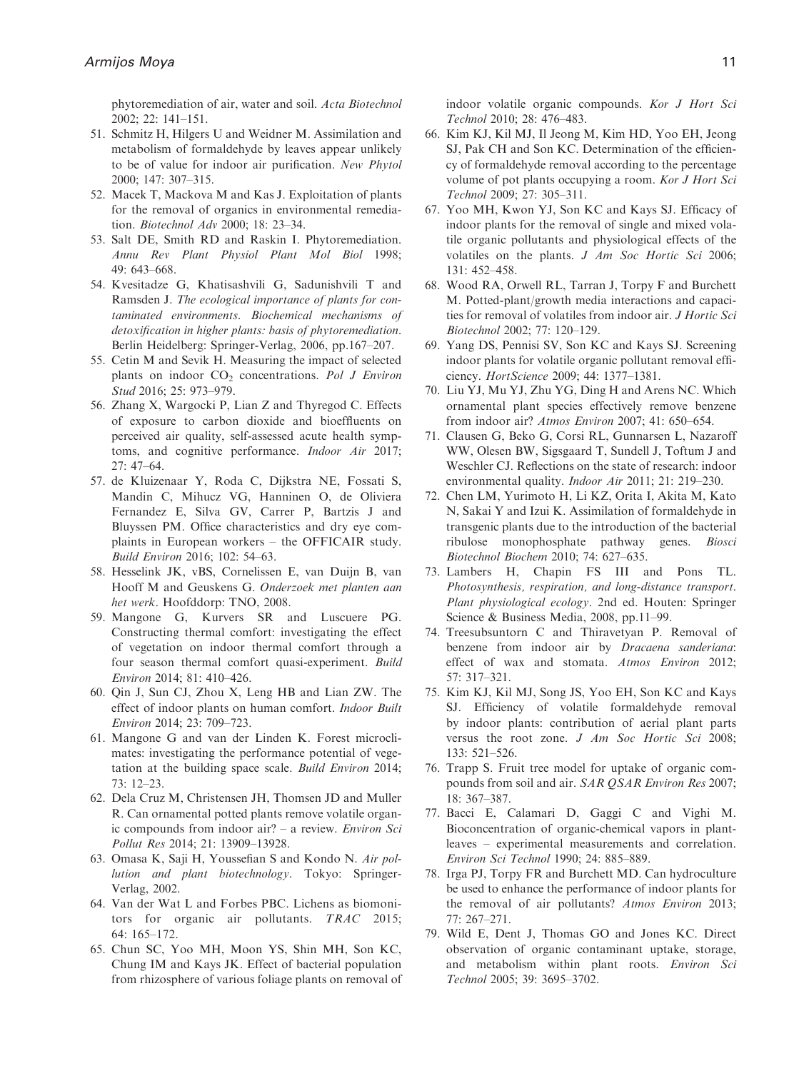phytoremediation of air, water and soil. *Acta Biotechnol* 2002; 22: 141–151.

51. Schmitz H, Hilgers U and Weidner M. Assimilation and metabolism of formaldehyde by leaves appear unlikely to be of value for indoor air purification. *New Phytol* 2000; 147: 307–315.
52. Macek T, Mackova M and Kas J. Exploitation of plants for the removal of organics in environmental remediation. *Biotechnol Adv* 2000; 18: 23–34.
53. Salt DE, Smith RD and Raskin I. Phytoremediation. *Annu Rev Plant Physiol Plant Mol Biol* 1998; 49: 643–668.
54. Kvesitadze G, Khatisashvili G, Sadunishvili T and Ramsden J. *The ecological importance of plants for contaminated environments. Biochemical mechanisms of detoxification in higher plants: basis of phytoremediation*. Berlin Heidelberg: Springer-Verlag, 2006, pp.167–207.
55. Cetin M and Sevik H. Measuring the impact of selected plants on indoor $CO_2$ concentrations. *Pol J Environ Stud* 2016; 25: 973–979.
56. Zhang X, Wargocki P, Lian Z and Thyregod C. Effects of exposure to carbon dioxide and bioeffluents on perceived air quality, self-assessed acute health symptoms, and cognitive performance. *Indoor Air* 2017; 27: 47–64.
57. de Kluizenaar Y, Roda C, Dijkstra NE, Fossati S, Mandin C, Mihucz VG, Hanninen O, de Oliviera Fernandez E, Silva GV, Carrer P, Bartzis J and Bluyssen PM. Office characteristics and dry eye complaints in European workers – the OFFICAIR study. *Build Environ* 2016; 102: 54–63.
58. Hesselink JK, vBS, Cornelissen E, van Duijn B, van Hooff M and Geuskens G. *Onderzoek met planten aan het werk*. Hoofddorp: TNO, 2008.
59. Mangone G, Kurvers SR and Luscuere PG. Constructing thermal comfort: investigating the effect of vegetation on indoor thermal comfort through a four season thermal comfort quasi-experiment. *Build Environ* 2014; 81: 410–426.
60. Qin J, Sun CJ, Zhou X, Leng HB and Lian ZW. The effect of indoor plants on human comfort. *Indoor Built Environ* 2014; 23: 709–723.
61. Mangone G and van der Linden K. Forest microclimates: investigating the performance potential of vegetation at the building space scale. *Build Environ* 2014; 73: 12–23.
62. Dela Cruz M, Christensen JH, Thomsen JD and Muller R. Can ornamental potted plants remove volatile organic compounds from indoor air? – a review. *Environ Sci Pollut Res* 2014; 21: 13909–13928.
63. Omasa K, Saji H, Youssefian S and Kondo N. *Air pollution and plant biotechnology*. Tokyo: Springer-Verlag, 2002.
64. Van der Wat L and Forbes PBC. Lichens as biomonitors for organic air pollutants. *TRAC* 2015; 64: 165–172.
65. Chun SC, Yoo MH, Moon YS, Shin MH, Son KC, Chung IM and Kays JK. Effect of bacterial population from rhizosphere of various foliage plants on removal of indoor volatile organic compounds. *Kor J Hort Sci Technol* 2010; 28: 476–483.
66. Kim KJ, Kil MJ, Il Jeong M, Kim HD, Yoo EH, Jeong SJ, Pak CH and Son KC. Determination of the efficiency of formaldehyde removal according to the percentage volume of pot plants occupying a room. *Kor J Hort Sci Technol* 2009; 27: 305–311.
67. Yoo MH, Kwon YJ, Son KC and Kays SJ. Efficacy of indoor plants for the removal of single and mixed volatile organic pollutants and physiological effects of the volatiles on the plants. *J Am Soc Hortic Sci* 2006; 131: 452–458.
68. Wood RA, Orwell RL, Tarran J, Torpy F and Burchett M. Potted-plant/growth media interactions and capacities for removal of volatiles from indoor air. *J Hortic Sci Biotechnol* 2002; 77: 120–129.
69. Yang DS, Pennisi SV, Son KC and Kays SJ. Screening indoor plants for volatile organic pollutant removal efficiency. *HortScience* 2009; 44: 1377–1381.
70. Liu YJ, Mu YJ, Zhu YG, Ding H and Arens NC. Which ornamental plant species effectively remove benzene from indoor air? *Atmos Environ* 2007; 41: 650–654.
71. Clausen G, Beko G, Corsi RL, Gunnarsen L, Nazaroff WW, Olesen BW, Sigsgaard T, Sundell J, Toftum J and Weschler CJ. Reflections on the state of research: indoor environmental quality. *Indoor Air* 2011; 21: 219–230.
72. Chen LM, Yurimoto H, Li KZ, Orita I, Akita M, Kato N, Sakai Y and Izui K. Assimilation of formaldehyde in transgenic plants due to the introduction of the bacterial ribulose monophosphate pathway genes. *Biosci Biotechnol Biochem* 2010; 74: 627–635.
73. Lambers H, Chapin FS III and Pons TL. *Photosynthesis, respiration, and long-distance transport. Plant physiological ecology*. 2nd ed. Houten: Springer Science & Business Media, 2008, pp.11–99.
74. Treesubsuntorn C and Thiravetyan P. Removal of benzene from indoor air by *Dracaena sanderiana*: effect of wax and stomata. *Atmos Environ* 2012; 57: 317–321.
75. Kim KJ, Kil MJ, Song JS, Yoo EH, Son KC and Kays SJ. Efficiency of volatile formaldehyde removal by indoor plants: contribution of aerial plant parts versus the root zone. *J Am Soc Hortic Sci* 2008; 133: 521–526.
76. Trapp S. Fruit tree model for uptake of organic compounds from soil and air. *SAR QSAR Environ Res* 2007; 18: 367–387.
77. Bacci E, Calamari D, Gaggi C and Vighi M. Bioconcentration of organic-chemical vapors in plant-leaves – experimental measurements and correlation. *Environ Sci Technol* 1990; 24: 885–889.
78. Irga PJ, Torpy FR and Burchett MD. Can hydroculture be used to enhance the performance of indoor plants for the removal of air pollutants? *Atmos Environ* 2013; 77: 267–271.
79. Wild E, Dent J, Thomas GO and Jones KC. Direct observation of organic contaminant uptake, storage, and metabolism within plant roots. *Environ Sci Technol* 2005; 39: 3695–3702.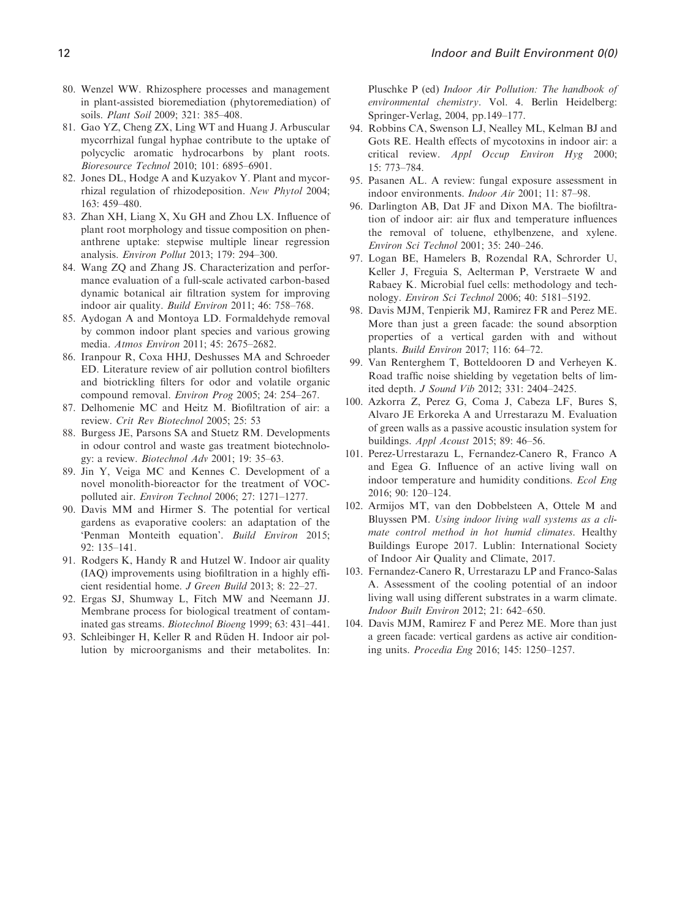80. Wenzel WW. Rhizosphere processes and management in plant-assisted bioremediation (phytoremediation) of soils. *Plant Soil* 2009; 321: 385–408.
81. Gao YZ, Cheng ZX, Ling WT and Huang J. Arbuscular mycorrhizal fungal hyphae contribute to the uptake of polycyclic aromatic hydrocarbons by plant roots. *Bioresource Technol* 2010; 101: 6895–6901.
82. Jones DL, Hodge A and Kuzyakov Y. Plant and mycorrhizal regulation of rhizodeposition. *New Phytol* 2004; 163: 459–480.
83. Zhan XH, Liang X, Xu GH and Zhou LX. Influence of plant root morphology and tissue composition on phenanthrene uptake: stepwise multiple linear regression analysis. *Environ Pollut* 2013; 179: 294–300.
84. Wang ZQ and Zhang JS. Characterization and performance evaluation of a full-scale activated carbon-based dynamic botanical air filtration system for improving indoor air quality. *Build Environ* 2011; 46: 758–768.
85. Aydogan A and Montoya LD. Formaldehyde removal by common indoor plant species and various growing media. *Atmos Environ* 2011; 45: 2675–2682.
86. Iranpour R, Coxa HHJ, Deshusses MA and Schroeder ED. Literature review of air pollution control biofilters and biotrickling filters for odor and volatile organic compound removal. *Environ Prog* 2005; 24: 254–267.
87. Delhomenie MC and Heitz M. Biofiltration of air: a review. *Crit Rev Biotechnol* 2005; 25: 53
88. Burgess JE, Parsons SA and Stuetz RM. Developments in odour control and waste gas treatment biotechnology: a review. *Biotechnol Adv* 2001; 19: 35–63.
89. Jin Y, Veiga MC and Kennes C. Development of a novel monolith-bioreactor for the treatment of VOC-polluted air. *Environ Technol* 2006; 27: 1271–1277.
90. Davis MM and Hirmer S. The potential for vertical gardens as evaporative coolers: an adaptation of the 'Penman Monteith equation'. *Build Environ* 2015; 92: 135–141.
91. Rodgers K, Handy R and Hutzel W. Indoor air quality (IAQ) improvements using biofiltration in a highly efficient residential home. *J Green Build* 2013; 8: 22–27.
92. Ergas SJ, Shumway L, Fitch MW and Neemann JJ. Membrane process for biological treatment of contaminated gas streams. *Biotechnol Bioeng* 1999; 63: 431–441.
93. Schleibinger H, Keller R and Rüden H. Indoor air pollution by microorganisms and their metabolites. In: Pluschke P (ed) *Indoor Air Pollution: The handbook of environmental chemistry*. Vol. 4. Berlin Heidelberg: Springer-Verlag, 2004, pp.149–177.
94. Robbins CA, Swenson LJ, Nealley ML, Kelman BJ and Gots RE. Health effects of mycotoxins in indoor air: a critical review. *Appl Occup Environ Hyg* 2000; 15: 773–784.
95. Pasanen AL. A review: fungal exposure assessment in indoor environments. *Indoor Air* 2001; 11: 87–98.
96. Darlington AB, Dat JF and Dixon MA. The biofiltration of indoor air: air flux and temperature influences the removal of toluene, ethylbenzene, and xylene. *Environ Sci Technol* 2001; 35: 240–246.
97. Logan BE, Hamelers B, Rozendal RA, Schrorder U, Keller J, Freguia S, Aelterman P, Verstraete W and Rabaey K. Microbial fuel cells: methodology and technology. *Environ Sci Technol* 2006; 40: 5181–5192.
98. Davis MJM, Tenpierik MJ, Ramirez FR and Perez ME. More than just a green facade: the sound absorption properties of a vertical garden with and without plants. *Build Environ* 2017; 116: 64–72.
99. Van Renterghem T, Botteldooren D and Verheyen K. Road traffic noise shielding by vegetation belts of limited depth. *J Sound Vib* 2012; 331: 2404–2425.
100. Azkorra Z, Perez G, Coma J, Cabeza LF, Bures S, Alvaro JE Erkoreka A and Urrestarazu M. Evaluation of green walls as a passive acoustic insulation system for buildings. *Appl Acoust* 2015; 89: 46–56.
101. Perez-Urrestarazu L, Fernandez-Canero R, Franco A and Egea G. Influence of an active living wall on indoor temperature and humidity conditions. *Ecol Eng* 2016; 90: 120–124.
102. Armijos MT, van den Dobbelsteen A, Ottele M and Bluyssen PM. *Using indoor living wall systems as a climate control method in hot humid climates*. Healthy Buildings Europe 2017. Lublin: International Society of Indoor Air Quality and Climate, 2017.
103. Fernandez-Canero R, Urrestarazu LP and Franco-Salas A. Assessment of the cooling potential of an indoor living wall using different substrates in a warm climate. *Indoor Built Environ* 2012; 21: 642–650.
104. Davis MJM, Ramirez F and Perez ME. More than just a green facade: vertical gardens as active air conditioning units. *Procedia Eng* 2016; 145: 1250–1257.